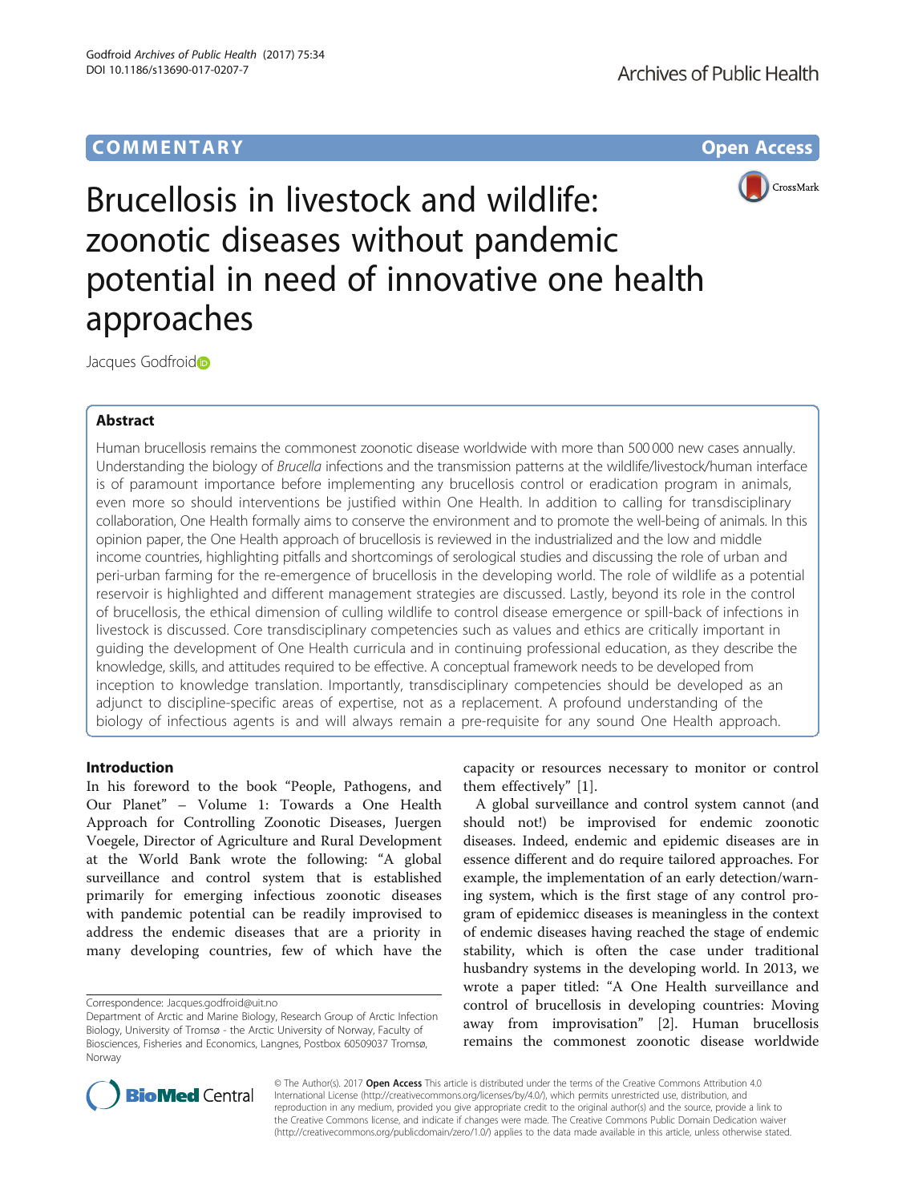COMMENTARY

Open Access

# Brucellosis in livestock and wildlife: zoonotic diseases without pandemic potential in need of innovative one health approaches

Jacques Godfroid

## Abstract

Human brucellosis remains the commonest zoonotic disease worldwide with more than 500 000 new cases annually. Understanding the biology of *Brucella* infections and the transmission patterns at the wildlife/livestock/human interface is of paramount importance before implementing any brucellosis control or eradication program in animals, even more so should interventions be justified within One Health. In addition to calling for transdisciplinary collaboration, One Health formally aims to conserve the environment and to promote the well-being of animals. In this opinion paper, the One Health approach of brucellosis is reviewed in the industrialized and the low and middle income countries, highlighting pitfalls and shortcomings of serological studies and discussing the role of urban and peri-urban farming for the re-emergence of brucellosis in the developing world. The role of wildlife as a potential reservoir is highlighted and different management strategies are discussed. Lastly, beyond its role in the control of brucellosis, the ethical dimension of culling wildlife to control disease emergence or spill-back of infections in livestock is discussed. Core transdisciplinary competencies such as values and ethics are critically important in guiding the development of One Health curricula and in continuing professional education, as they describe the knowledge, skills, and attitudes required to be effective. A conceptual framework needs to be developed from inception to knowledge translation. Importantly, transdisciplinary competencies should be developed as an adjunct to discipline-specific areas of expertise, not as a replacement. A profound understanding of the biology of infectious agents is and will always remain a pre-requisite for any sound One Health approach.

## Introduction

In his foreword to the book "People, Pathogens, and Our Planet" – Volume 1: Towards a One Health Approach for Controlling Zoonotic Diseases, Juergen Voegele, Director of Agriculture and Rural Development at the World Bank wrote the following: "A global surveillance and control system that is established primarily for emerging infectious zoonotic diseases with pandemic potential can be readily improved to address the endemic diseases that are a priority in many developing countries, few of which have the capacity or resources necessary to monitor or control them effectively" [1].

A global surveillance and control system cannot (and should not!) be improvised for endemic zoonotic diseases. Indeed, endemic and epidemic diseases are in essence different and do require tailored approaches. For example, the implementation of an early detection/warning system, which is the first stage of any control program of epidemicc diseases is meaningless in the context of endemic diseases having reached the stage of endemic stability, which is often the case under traditional husbandry systems in the developing world. In 2013, we wrote a paper titled: "A One Health surveillance and control of brucellosis in developing countries: Moving away from improvisation" [2]. Human brucellosis remains the commonest zoonotic disease worldwide

Correspondence: Jacques.godfroid@uit.no

Department of Arctic and Marine Biology, Research Group of Arctic Infection Biology, University of Tromsø - the Arctic University of Norway, Faculty of Biosciences, Fisheries and Economics, Langnes, Postbox 60509037 Tromsø, Norway

© The Author(s). 2017 **Open Access** This article is distributed under the terms of the Creative Commons Attribution 4.0 International License (http://creativecommons.org/licenses/by/4.0/), which permits unrestricted use, distribution, and reproduction in any medium, provided you give appropriate credit to the original author(s) and the source, provide a link to the Creative Commons license, and indicate if changes were made. The Creative Commons Public Domain Dedication waiver (http://creativecommons.org/publicdomain/zero/1.0/) applies to the data made available in this article, unless otherwise stated.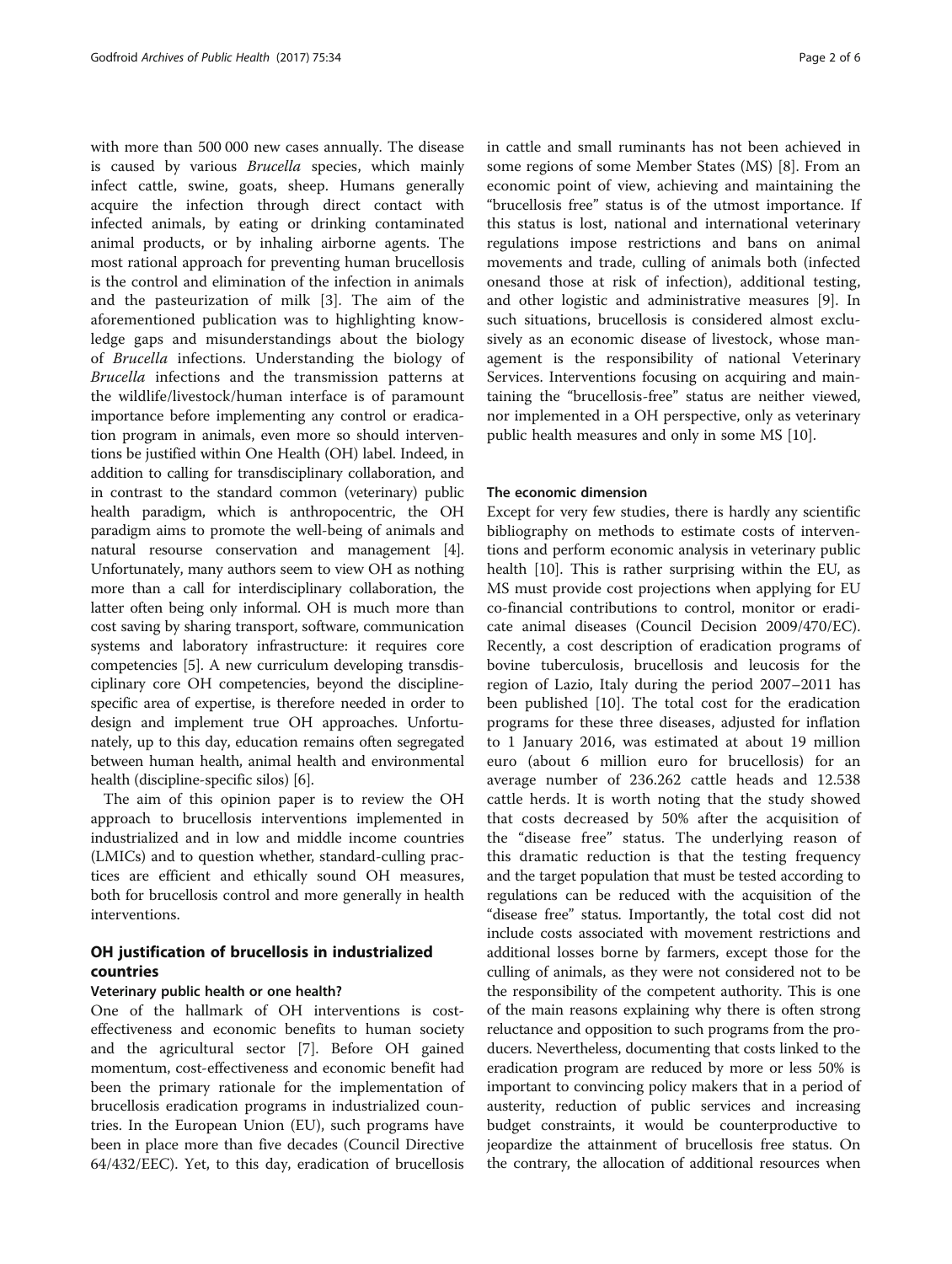with more than 500 000 new cases annually. The disease is caused by various *Brucella* species, which mainly infect cattle, swine, goats, sheep. Humans generally acquire the infection through direct contact with infected animals, by eating or drinking contaminated animal products, or by inhaling airborne agents. The most rational approach for preventing human brucellosis is the control and elimination of the infection in animals and the pasteurization of milk [3]. The aim of the aforementioned publication was to highlighting knowledge gaps and misunderstandings about the biology of *Brucella* infections. Understanding the biology of *Brucella* infections and the transmission patterns at the wildlife/livestock/human interface is of paramount importance before implementing any control or eradication program in animals, even more so should interventions be justified within One Health (OH) label. Indeed, in addition to calling for transdisciplinary collaboration, and in contrast to the standard common (veterinary) public health paradigm, which is anthropocentric, the OH paradigm aims to promote the well-being of animals and natural resourse conservation and management [4]. Unfortunately, many authors seem to view OH as nothing more than a call for interdisciplinary collaboration, the latter often being only informal. OH is much more than cost saving by sharing transport, software, communication systems and laboratory infrastructure: it requires core competencies [5]. A new curriculum developing transdisciplinary core OH competencies, beyond the discipline-specific area of expertise, is therefore needed in order to design and implement true OH approaches. Unfortunately, up to this day, education remains often segregated between human health, animal health and environmental health (discipline-specific silos) [6].

The aim of this opinion paper is to review the OH approach to brucellosis interventions implemented in industrialized and in low and middle income countries (LMICs) and to question whether, standard-culling practices are efficient and ethically sound OH measures, both for brucellosis control and more generally in health interventions.

## OH justification of brucellosis in industrialized countries

### Veterinary public health or one health?

One of the hallmark of OH interventions is cost-effectiveness and economic benefits to human society and the agricultural sector [7]. Before OH gained momentum, cost-effectiveness and economic benefit had been the primary rationale for the implementation of brucellosis eradication programs in industrialized countries. In the European Union (EU), such programs have been in place more than five decades (Council Directive 64/432/EEC). Yet, to this day, eradication of brucellosis in cattle and small ruminants has not been achieved in some regions of some Member States (MS) [8]. From an economic point of view, achieving and maintaining the "brucellosis free" status is of the utmost importance. If this status is lost, national and international veterinary regulations impose restrictions and bans on animal movements and trade, culling of animals both (infected onesand those at risk of infection), additional testing, and other logistic and administrative measures [9]. In such situations, brucellosis is considered almost exclusively as an economic disease of livestock, whose management is the responsibility of national Veterinary Services. Interventions focusing on acquiring and maintaining the "brucellosis-free" status are neither viewed, nor implemented in a OH perspective, only as veterinary public health measures and only in some MS [10].

### The economic dimension

Except for very few studies, there is hardly any scientific bibliography on methods to estimate costs of interventions and perform economic analysis in veterinary public health [10]. This is rather surprising within the EU, as MS must provide cost projections when applying for EU co-financial contributions to control, monitor or eradicate animal diseases (Council Decision 2009/470/EC). Recently, a cost description of eradication programs of bovine tuberculosis, brucellosis and leucosis for the region of Lazio, Italy during the period 2007–2011 has been published [10]. The total cost for the eradication programs for these three diseases, adjusted for inflation to 1 January 2016, was estimated at about 19 million euro (about 6 million euro for brucellosis) for an average number of 236.262 cattle heads and 12.538 cattle herds. It is worth noting that the study showed that costs decreased by 50% after the acquisition of the "disease free" status. The underlying reason of this dramatic reduction is that the testing frequency and the target population that must be tested according to regulations can be reduced with the acquisition of the "disease free" status. Importantly, the total cost did not include costs associated with movement restrictions and additional losses borne by farmers, except those for the culling of animals, as they were not considered not to be the responsibility of the competent authority. This is one of the main reasons explaining why there is often strong reluctance and opposition to such programs from the producers. Nevertheless, documenting that costs linked to the eradication program are reduced by more or less 50% is important to convincing policy makers that in a period of austerity, reduction of public services and increasing budget constraints, it would be counterproductive to jeopardize the attainment of brucellosis free status. On the contrary, the allocation of additional resources when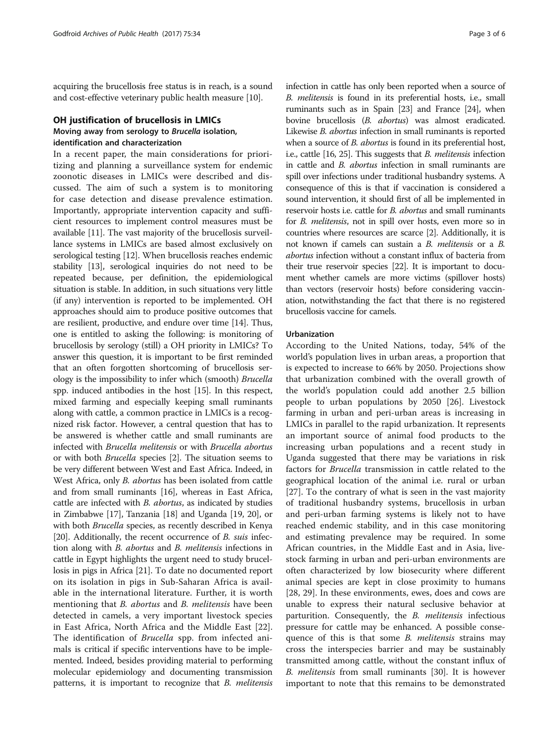acquiring the brucellosis free status is in reach, is a sound and cost-effective veterinary public health measure [10].

## OH justification of brucellosis in LMICs

### Moving away from serology to *Brucella* isolation, identification and characterization

In a recent paper, the main considerations for prioritizing and planning a surveillance system for endemic zoonotic diseases in LMICs were described and discussed. The aim of such a system is to monitoring for case detection and disease prevalence estimation. Importantly, appropriate intervention capacity and sufficient resources to implement control measures must be available [11]. The vast majority of the brucellosis surveillance systems in LMICs are based almost exclusively on serological testing [12]. When brucellosis reaches endemic stability [13], serological inquiries do not need to be repeated because, per definition, the epidemiological situation is stable. In addition, in such situations very little (if any) intervention is reported to be implemented. OH approaches should aim to produce positive outcomes that are resilient, productive, and endure over time [14]. Thus, one is entitled to asking the following: is monitoring of brucellosis by serology (still) a OH priority in LMICs? To answer this question, it is important to be first reminded that an often forgotten shortcoming of brucellosis serology is the impossibility to infer which (smooth) *Brucella* spp. induced antibodies in the host [15]. In this respect, mixed farming and especially keeping small ruminants along with cattle, a common practice in LMICs is a recognized risk factor. However, a central question that has to be answered is whether cattle and small ruminants are infected with *Brucella melitensis* or with *Brucella abortus* or with both *Brucella* species [2]. The situation seems to be very different between West and East Africa. Indeed, in West Africa, only *B. abortus* has been isolated from cattle and from small ruminants [16], whereas in East Africa, cattle are infected with *B. abortus*, as indicated by studies in Zimbabwe [17], Tanzania [18] and Uganda [19, 20], or with both *Brucella* species, as recently described in Kenya [20]. Additionally, the recent occurrence of *B. suis* infection along with *B. abortus* and *B. melitensis* infections in cattle in Egypt highlights the urgent need to study brucellosis in pigs in Africa [21]. To date no documented report on its isolation in pigs in Sub-Saharan Africa is available in the international literature. Further, it is worth mentioning that *B. abortus* and *B. melitensis* have been detected in camels, a very important livestock species in East Africa, North Africa and the Middle East [22]. The identification of *Brucella* spp. from infected animals is critical if specific interventions have to be implemented. Indeed, besides providing material to performing molecular epidemiology and documenting transmission patterns, it is important to recognize that *B. melitensis* infection in cattle has only been reported when a source of *B. melitensis* is found in its preferential hosts, i.e., small ruminants such as in Spain [23] and France [24], when bovine brucellosis (*B. abortus*) was almost eradicated. Likewise *B. abortus* infection in small ruminants is reported when a source of *B. abortus* is found in its preferential host, i.e., cattle [16, 25]. This suggests that *B. melitensis* infection in cattle and *B. abortus* infection in small ruminants are spill over infections under traditional husbandry systems. A consequence of this is that if vaccination is considered a sound intervention, it should first of all be implemented in reservoir hosts i.e. cattle for *B. abortus* and small ruminants for *B. melitensis*, not in spill over hosts, even more so in countries where resources are scarce [2]. Additionally, it is not known if camels can sustain a *B. melitensis* or a *B. abortus* infection without a constant influx of bacteria from their true reservoir species [22]. It is important to document whether camels are more victims (spillover hosts) than vectors (reservoir hosts) before considering vaccination, notwithstanding the fact that there is no registered brucellosis vaccine for camels.

### Urbanization

According to the United Nations, today, 54% of the world's population lives in urban areas, a proportion that is expected to increase to 66% by 2050. Projections show that urbanization combined with the overall growth of the world's population could add another 2.5 billion people to urban populations by 2050 [26]. Livestock farming in urban and peri-urban areas is increasing in LMICs in parallel to the rapid urbanization. It represents an important source of animal food products to the increasing urban populations and a recent study in Uganda suggested that there may be variations in risk factors for *Brucella* transmission in cattle related to the geographical location of the animal i.e. rural or urban [27]. To the contrary of what is seen in the vast majority of traditional husbandry systems, brucellosis in urban and peri-urban farming systems is likely not to have reached endemic stability, and in this case monitoring and estimating prevalence may be required. In some African countries, in the Middle East and in Asia, livestock farming in urban and peri-urban environments are often characterized by low biosecurity where different animal species are kept in close proximity to humans [28, 29]. In these environments, ewes, does and cows are unable to express their natural seclusive behavior at parturition. Consequently, the *B. melitensis* infectious pressure for cattle may be enhanced. A possible consequence of this is that some *B. melitensis* strains may cross the interspecies barrier and may be sustainably transmitted among cattle, without the constant influx of *B. melitensis* from small ruminants [30]. It is however important to note that this remains to be demonstrated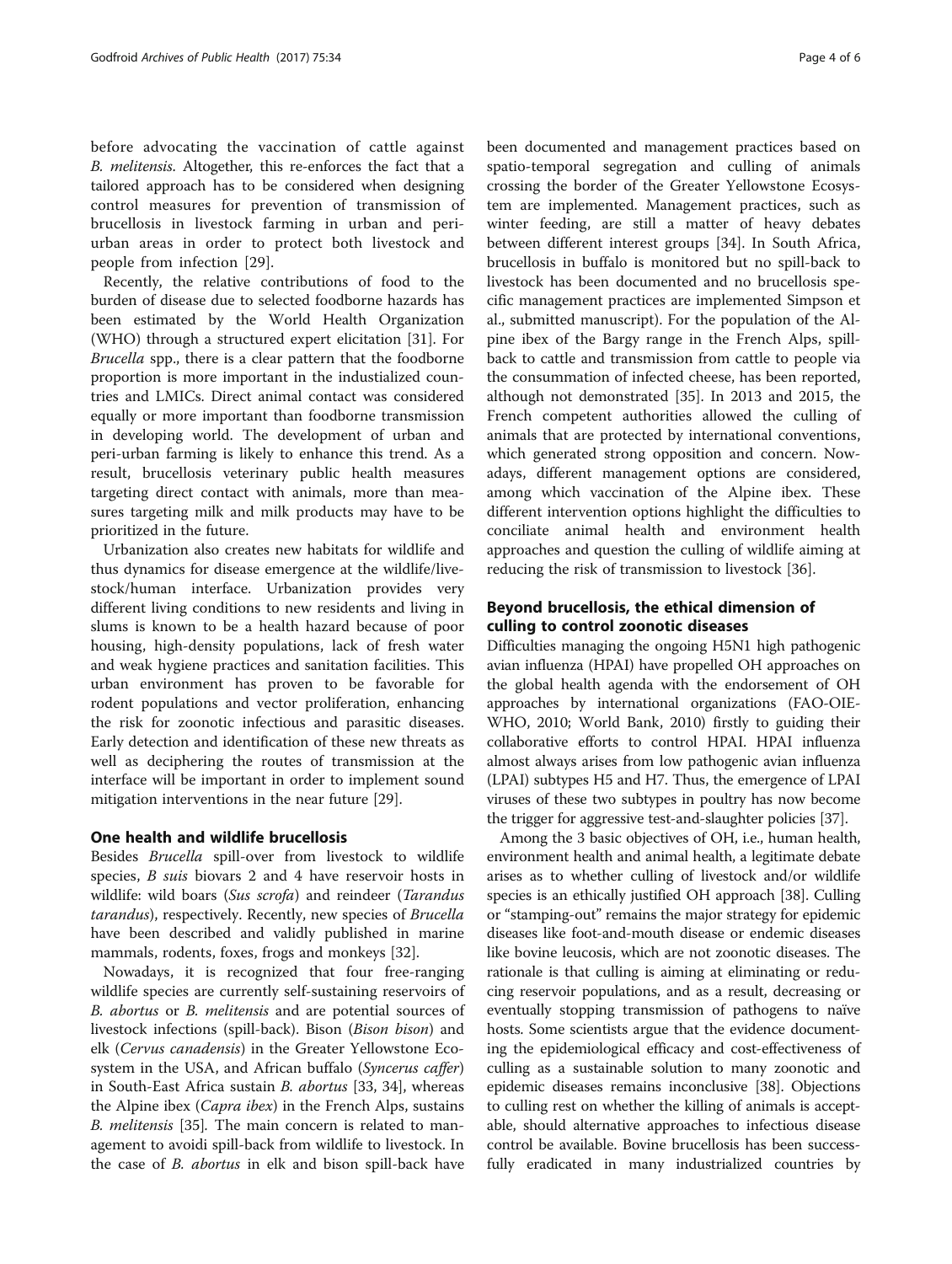before advocating the vaccination of cattle against *B. melitensis*. Altogether, this re-enforces the fact that a tailored approach has to be considered when designing control measures for prevention of transmission of brucellosis in livestock farming in urban and peri-urban areas in order to protect both livestock and people from infection [29].

Recently, the relative contributions of food to the burden of disease due to selected foodborne hazards has been estimated by the World Health Organization (WHO) through a structured expert elicitation [31]. For *Brucella* spp., there is a clear pattern that the foodborne proportion is more important in the industialized countries and LMICs. Direct animal contact was considered equally or more important than foodborne transmission in developing world. The development of urban and peri-urban farming is likely to enhance this trend. As a result, brucellosis veterinary public health measures targeting direct contact with animals, more than measures targeting milk and milk products may have to be prioritized in the future.

Urbanization also creates new habitats for wildlife and thus dynamics for disease emergence at the wildlife/livestock/human interface. Urbanization provides very different living conditions to new residents and living in slums is known to be a health hazard because of poor housing, high-density populations, lack of fresh water and weak hygiene practices and sanitation facilities. This urban environment has proven to be favorable for rodent populations and vector proliferation, enhancing the risk for zoonotic infectious and parasitic diseases. Early detection and identification of these new threats as well as deciphering the routes of transmission at the interface will be important in order to implement sound mitigation interventions in the near future [29].

## One health and wildlife brucellosis

Besides *Brucella* spill-over from livestock to wildlife species, *B suis* biovars 2 and 4 have reservoir hosts in wildlife: wild boars (*Sus scrofa*) and reindeer (*Tarandus tarandus*), respectively. Recently, new species of *Brucella* have been described and validly published in marine mammals, rodents, foxes, frogs and monkeys [32].

Nowadays, it is recognized that four free-ranging wildlife species are currently self-sustaining reservoirs of *B. abortus* or *B. melitensis* and are potential sources of livestock infections (spill-back). Bison (*Bison bison*) and elk (*Cervus canadensis*) in the Greater Yellowstone Ecosystem in the USA, and African buffalo (*Syncerus caffer*) in South-East Africa sustain *B. abortus* [33, 34], whereas the Alpine ibex (*Capra ibex*) in the French Alps, sustains *B. melitensis* [35]. The main concern is related to management to avoidi spill-back from wildlife to livestock. In the case of *B. abortus* in elk and bison spill-back have been documented and management practices based on spatio-temporal segregation and culling of animals crossing the border of the Greater Yellowstone Ecosystem are implemented. Management practices, such as winter feeding, are still a matter of heavy debates between different interest groups [34]. In South Africa, brucellosis in buffalo is monitored but no spill-back to livestock has been documented and no brucellosis specific management practices are implemented Simpson et al., submitted manuscript). For the population of the Alpine ibex of the Bargy range in the French Alps, spill-back to cattle and transmission from cattle to people via the consummation of infected cheese, has been reported, although not demonstrated [35]. In 2013 and 2015, the French competent authorities allowed the culling of animals that are protected by international conventions, which generated strong opposition and concern. Nowadays, different management options are considered, among which vaccination of the Alpine ibex. These different intervention options highlight the difficulties to conciliate animal health and environment health approaches and question the culling of wildlife aiming at reducing the risk of transmission to livestock [36].

## Beyond brucellosis, the ethical dimension of culling to control zoonotic diseases

Difficulties managing the ongoing H5N1 high pathogenic avian influenza (HPAI) have propelled OH approaches on the global health agenda with the endorsement of OH approaches by international organizations (FAO-OIE-WHO, 2010; World Bank, 2010) firstly to guiding their collaborative efforts to control HPAI. HPAI influenza almost always arises from low pathogenic avian influenza (LPAI) subtypes H5 and H7. Thus, the emergence of LPAI viruses of these two subtypes in poultry has now become the trigger for aggressive test-and-slaughter policies [37].

Among the 3 basic objectives of OH, i.e., human health, environment health and animal health, a legitimate debate arises as to whether culling of livestock and/or wildlife species is an ethically justified OH approach [38]. Culling or "stamping-out" remains the major strategy for epidemic diseases like foot-and-mouth disease or endemic diseases like bovine leucosis, which are not zoonotic diseases. The rationale is that culling is aiming at eliminating or reducing reservoir populations, and as a result, decreasing or eventually stopping transmission of pathogens to naïve hosts. Some scientists argue that the evidence documenting the epidemiological efficacy and cost-effectiveness of culling as a sustainable solution to many zoonotic and epidemic diseases remains inconclusive [38]. Objections to culling rest on whether the killing of animals is acceptable, should alternative approaches to infectious disease control be available. Bovine brucellosis has been successfully eradicated in many industrialized countries by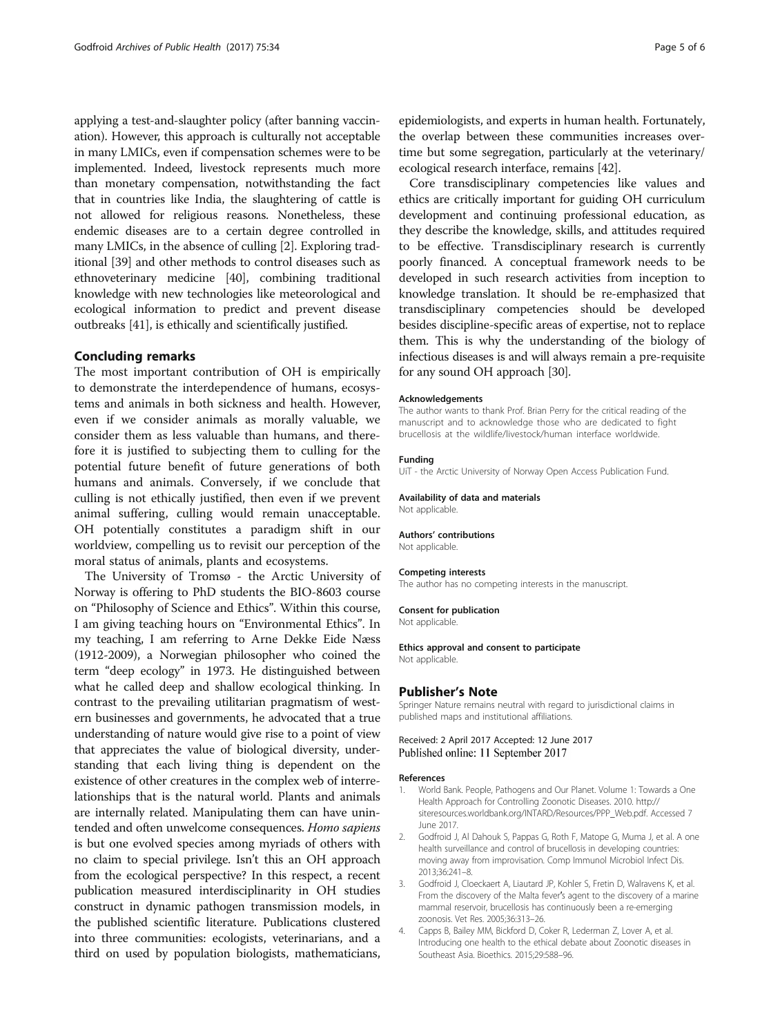applying a test-and-slaughter policy (after banning vaccination). However, this approach is culturally not acceptable in many LMICs, even if compensation schemes were to be implemented. Indeed, livestock represents much more than monetary compensation, notwithstanding the fact that in countries like India, the slaughtering of cattle is not allowed for religious reasons. Nonetheless, these endemic diseases are to a certain degree controlled in many LMICs, in the absence of culling [2]. Exploring traditional [39] and other methods to control diseases such as ethnoveterinary medicine [40], combining traditional knowledge with new technologies like meteorological and ecological information to predict and prevent disease outbreaks [41], is ethically and scientifically justified.

## Concluding remarks

The most important contribution of OH is empirically to demonstrate the interdependence of humans, ecosystems and animals in both sickness and health. However, even if we consider animals as morally valuable, we consider them as less valuable than humans, and therefore it is justified to subjecting them to culling for the potential future benefit of future generations of both humans and animals. Conversely, if we conclude that culling is not ethically justified, then even if we prevent animal suffering, culling would remain unacceptable. OH potentially constitutes a paradigm shift in our worldview, compelling us to revisit our perception of the moral status of animals, plants and ecosystems.

The University of Tromsø - the Arctic University of Norway is offering to PhD students the BIO-8603 course on "Philosophy of Science and Ethics". Within this course, I am giving teaching hours on "Environmental Ethics". In my teaching, I am referring to Arne Dekke Eide Næss (1912-2009), a Norwegian philosopher who coined the term "deep ecology" in 1973. He distinguished between what he called deep and shallow ecological thinking. In contrast to the prevailing utilitarian pragmatism of western businesses and governments, he advocated that a true understanding of nature would give rise to a point of view that appreciates the value of biological diversity, understanding that each living thing is dependent on the existence of other creatures in the complex web of interrelationships that is the natural world. Plants and animals are internally related. Manipulating them can have unintended and often unwelcome consequences. *Homo sapiens* is but one evolved species among myriads of others with no claim to special privilege. Isn't this an OH approach from the ecological perspective? In this respect, a recent publication measured interdisciplinarity in OH studies construct in dynamic pathogen transmission models, in the published scientific literature. Publications clustered into three communities: ecologists, veterinarians, and a third on used by population biologists, mathematicians, epidemiologists, and experts in human health. Fortunately, the overlap between these communities increases overtime but some segregation, particularly at the veterinary/ecological research interface, remains [42].

Core transdisciplinary competencies like values and ethics are critically important for guiding OH curriculum development and continuing professional education, as they describe the knowledge, skills, and attitudes required to be effective. Transdisciplinary research is currently poorly financed. A conceptual framework needs to be developed in such research activities from inception to knowledge translation. It should be re-emphasized that transdisciplinary competencies should be developed besides discipline-specific areas of expertise, not to replace them. This is why the understanding of the biology of infectious diseases is and will always remain a pre-requisite for any sound OH approach [30].

#### Acknowledgements

The author wants to thank Prof. Brian Perry for the critical reading of the manuscript and to acknowledge those who are dedicated to fight brucellosis at the wildlife/livestock/human interface worldwide.

#### Funding

UiT - the Arctic University of Norway Open Access Publication Fund.

#### Availability of data and materials

Not applicable.

#### Authors' contributions

Not applicable.

#### Competing interests

The author has no competing interests in the manuscript.

#### Consent for publication

Not applicable.

#### Ethics approval and consent to participate

Not applicable.

## Publisher's Note

Springer Nature remains neutral with regard to jurisdictional claims in published maps and institutional affiliations.

Received: 2 April 2017 Accepted: 12 June 2017
Published online: 11 September 2017

#### References

1. World Bank. People, Pathogens and Our Planet. Volume 1: Towards a One Health Approach for Controlling Zoonotic Diseases. 2010. http://siteresources.worldbank.org/INTARD/Resources/PPP_Web.pdf. Accessed 7 June 2017.
2. Godfroid J, Al Dahouk S, Pappas G, Roth F, Matope G, Muma J, et al. A one health surveillance and control of brucellosis in developing countries: moving away from improvisation. Comp Immunol Microbiol Infect Dis. 2013;36:241–8.
3. Godfroid J, Cloeckaert A, Liautard JP, Kohler S, Fretin D, Walravens K, et al. From the discovery of the Malta fever's agent to the discovery of a marine mammal reservoir, brucellosis has continuously been a re-emerging zoonosis. Vet Res. 2005;36:313–26.
4. Capps B, Bailey MM, Bickford D, Coker R, Lederman Z, Lover A, et al. Introducing one health to the ethical debate about Zoonotic diseases in Southeast Asia. Bioethics. 2015;29:588–96.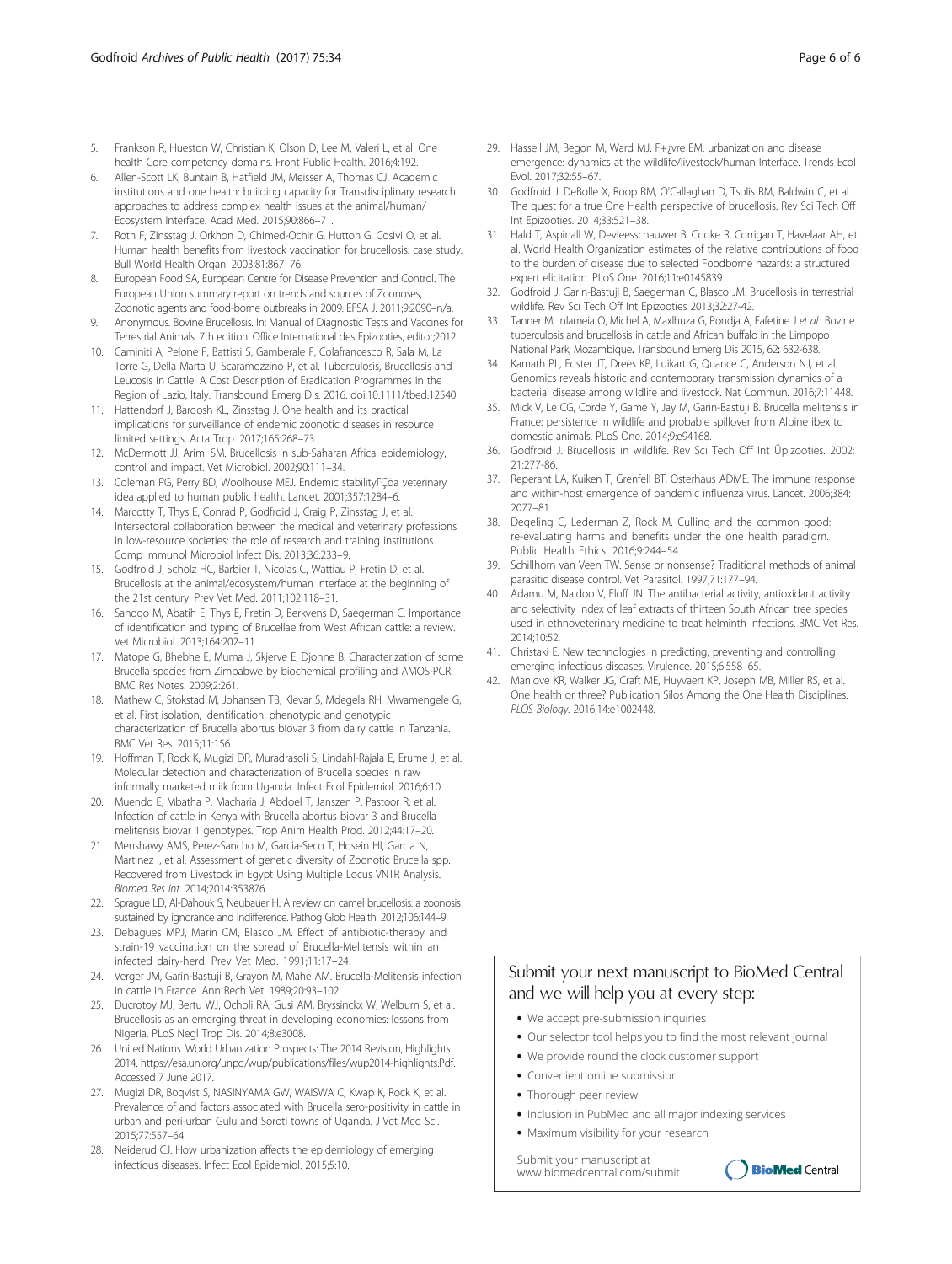5. Frankson R, Hueston W, Christian K, Olson D, Lee M, Valeri L, et al. One health Core competency domains. Front Public Health. 2016;4:192.
6. Allen-Scott LK, Buntain B, Hatfield JM, Meisser A, Thomas CJ. Academic institutions and one health: building capacity for Transdisciplinary research approaches to address complex health issues at the animal/human/ Ecosystem Interface. Acad Med. 2015;90:866–71.
7. Roth F, Zinsstag J, Orkhon D, Chimed-Ochir G, Hutton G, Cosivi O, et al. Human health benefits from livestock vaccination for brucellosis: case study. Bull World Health Organ. 2003;81:867–76.
8. European Food SA, European Centre for Disease Prevention and Control. The European Union summary report on trends and sources of Zoonoses, Zoonotic agents and food-borne outbreaks in 2009. EFSA J. 2011;9:2090–n/a.
9. Anonymous. Bovine Brucellosis. In: Manual of Diagnostic Tests and Vaccines for Terrestrial Animals. 7th edition. Office International des Epizooties, editor;2012.
10. Caminiti A, Pelone F, Battisti S, Gamberale F, Colafrancesco R, Sala M, La Torre G, Della Marta U, Scaramozzino P, et al. Tuberculosis, Brucellosis and Leucosis in Cattle: A Cost Description of Eradication Programmes in the Region of Lazio, Italy. Transbound Emerg Dis. 2016. doi:10.1111/tbed.12540.
11. Hattendorf J, Bardosh KL, Zinsstag J. One health and its practical implications for surveillance of endemic zoonotic diseases in resource limited settings. Acta Trop. 2017;165:268–73.
12. McDermott JJ, Arimi SM. Brucellosis in sub-Saharan Africa: epidemiology, control and impact. Vet Microbiol. 2002;90:111–34.
13. Coleman PG, Perry BD, Woolhouse MEJ. Endemic stabilityΓÇöa veterinary idea applied to human public health. Lancet. 2001;357:1284–6.
14. Marcotty T, Thys E, Conrad P, Godfroid J, Craig P, Zinsstag J, et al. Intersectoral collaboration between the medical and veterinary professions in low-resource societies: the role of research and training institutions. Comp Immunol Microbiol Infect Dis. 2013;36:233–9.
15. Godfroid J, Scholz HC, Barbier T, Nicolas C, Wattiau P, Fretin D, et al. Brucellosis at the animal/ecosystem/human interface at the beginning of the 21st century. Prev Vet Med. 2011;102:118–31.
16. Sanogo M, Abatih E, Thys E, Fretin D, Berkvens D, Saegerman C. Importance of identification and typing of Brucellae from West African cattle: a review. Vet Microbiol. 2013;164:202–11.
17. Matope G, Bhebhe E, Muma J, Skjerve E, Djonne B. Characterization of some Brucella species from Zimbabwe by biochemical profiling and AMOS-PCR. BMC Res Notes. 2009;2:261.
18. Mathew C, Stokstad M, Johansen TB, Klevar S, Mdegela RH, Mwamengele G, et al. First isolation, identification, phenotypic and genotypic characterization of Brucella abortus biovar 3 from dairy cattle in Tanzania. BMC Vet Res. 2015;11:156.
19. Hoffman T, Rock K, Mugizi DR, Muradrasoli S, Lindahl-Rajala E, Erume J, et al. Molecular detection and characterization of Brucella species in raw informally marketed milk from Uganda. Infect Ecol Epidemiol. 2016;6:10.
20. Muendo E, Mbatha P, Macharia J, Abdoel T, Janszen P, Pastoor R, et al. Infection of cattle in Kenya with Brucella abortus biovar 3 and Brucella melitensis biovar 1 genotypes. Trop Anim Health Prod. 2012;44:17–20.
21. Menshawy AMS, Perez-Sancho M, Garcia-Seco T, Hosein HI, Garcia N, Martinez I, et al. Assessment of genetic diversity of Zoonotic Brucella spp. Recovered from Livestock in Egypt Using Multiple Locus VNTR Analysis. *Biomed Res Int*. 2014;2014:353876.
22. Sprague LD, Al-Dahouk S, Neubauer H. A review on camel brucellosis: a zoonosis sustained by ignorance and indifference. Pathog Glob Health. 2012;106:144–9.
23. Debagues MPJ, Marin CM, Blasco JM. Effect of antibiotic-therapy and strain-19 vaccination on the spread of Brucella-Melitensis within an infected dairy-herd. Prev Vet Med. 1991;11:17–24.
24. Verger JM, Garin-Bastuji B, Grayon M, Mahe AM. Brucella-Melitensis infection in cattle in France. Ann Rech Vet. 1989;20:93–102.
25. Ducrotoy MJ, Bertu WJ, Ocholi RA, Gusi AM, Bryssinckx W, Welburn S, et al. Brucellosis as an emerging threat in developing economies: lessons from Nigeria. PLoS Negl Trop Dis. 2014;8:e3008.
26. United Nations. World Urbanization Prospects: The 2014 Revision, Highlights. 2014. https://esa.un.org/unpd/wup/publications/files/wup2014-highlights.Pdf. Accessed 7 June 2017.
27. Mugizi DR, Boqvist S, NASINYAMA GW, WAISWA C, Kwap K, Rock K, et al. Prevalence of and factors associated with Brucella sero-positivity in cattle in urban and peri-urban Gulu and Soroti towns of Uganda. J Vet Med Sci. 2015;77:557–64.
28. Neiderud CJ. How urbanization affects the epidemiology of emerging infectious diseases. Infect Ecol Epidemiol. 2015;5:10.
29. Hassell JM, Begon M, Ward MJ. F+¿vre EM: urbanization and disease emergence: dynamics at the wildlife/livestock/human Interface. Trends Ecol Evol. 2017;32:55–67.
30. Godfroid J, DeBolle X, Roop RM, O'Callaghan D, Tsolis RM, Baldwin C, et al. The quest for a true One Health perspective of brucellosis. Rev Sci Tech Off Int Epizooties. 2014;33:521–38.
31. Hald T, Aspinall W, Devleesschauwer B, Cooke R, Corrigan T, Havelaar AH, et al. World Health Organization estimates of the relative contributions of food to the burden of disease due to selected Foodborne hazards: a structured expert elicitation. PLoS One. 2016;11:e0145839.
32. Godfroid J, Garin-Bastuji B, Saegerman C, Blasco JM. Brucellosis in terrestrial wildlife. Rev Sci Tech Off Int Epizooties 2013;32:27-42.
33. Tanner M, Inlameia O, Michel A, Maxlhuza G, Pondja A, Fafetine J *et al.*: Bovine tuberculosis and brucellosis in cattle and African buffalo in the Limpopo National Park, Mozambique. Transbound Emerg Dis 2015, 62: 632-638.
34. Kamath PL, Foster JT, Drees KP, Luikart G, Quance C, Anderson NJ, et al. Genomics reveals historic and contemporary transmission dynamics of a bacterial disease among wildlife and livestock. Nat Commun. 2016;7:11448.
35. Mick V, Le CG, Corde Y, Game Y, Jay M, Garin-Bastuji B. Brucella melitensis in France: persistence in wildlife and probable spillover from Alpine ibex to domestic animals. PLoS One. 2014;9:e94168.
36. Godfroid J. Brucellosis in wildlife. Rev Sci Tech Off Int Úpizooties. 2002; 21:277-86.
37. Reperant LA, Kuiken T, Grenfell BT, Osterhaus ADME. The immune response and within-host emergence of pandemic influenza virus. Lancet. 2006;384: 2077–81.
38. Degeling C, Lederman Z, Rock M. Culling and the common good: re-evaluating harms and benefits under the one health paradigm. Public Health Ethics. 2016;9:244–54.
39. Schillhorn van Veen TW. Sense or nonsense? Traditional methods of animal parasitic disease control. Vet Parasitol. 1997;71:177–94.
40. Adamu M, Naidoo V, Eloff JN. The antibacterial activity, antioxidant activity and selectivity index of leaf extracts of thirteen South African tree species used in ethnoveterinary medicine to treat helminth infections. BMC Vet Res. 2014;10:52.
41. Christaki E. New technologies in predicting, preventing and controlling emerging infectious diseases. Virulence. 2015;6:558–65.
42. Manlove KR, Walker JG, Craft ME, Huyvaert KP, Joseph MB, Miller RS, et al. One health or three? Publication Silos Among the One Health Disciplines. *PLOS Biology*. 2016;14:e1002448.

Submit your next manuscript to BioMed Central and we will help you at every step:

- We accept pre-submission inquiries
- Our selector tool helps you to find the most relevant journal
- We provide round the clock customer support
- Convenient online submission
- Thorough peer review
- Inclusion in PubMed and all major indexing services
- Maximum visibility for your research

Submit your manuscript at www.biomedcentral.com/submit

BioMed Central